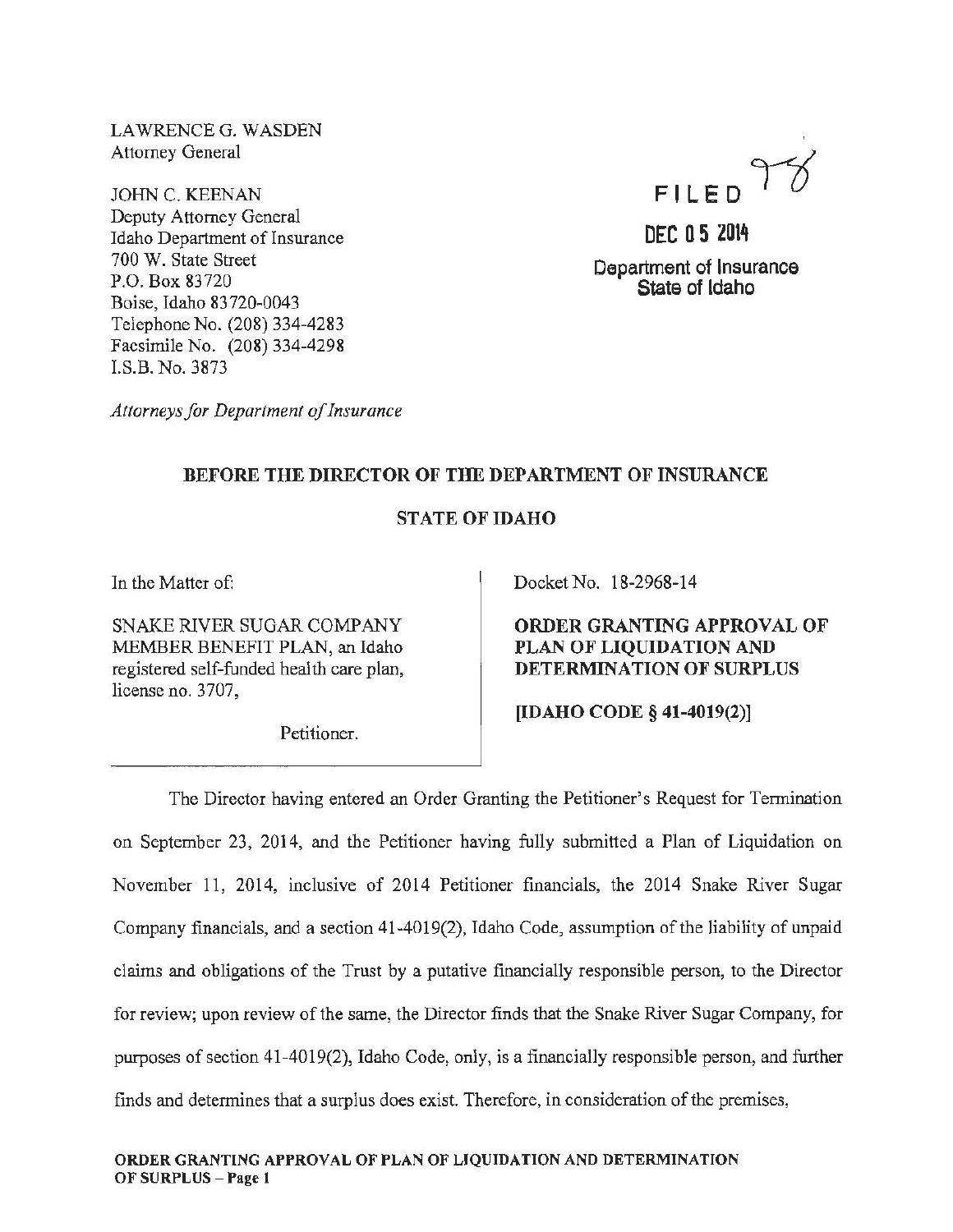LAWRENCE G. WASDEN
Attorney General

JOHN C. KEENAN
Deputy Attorney General
Idaho Department of Insurance
700 W. State Street
P.O. Box 83720
Boise, Idaho 83720-0043
Telephone No. (208) 334-4283
Facsimile No. (208) 334-4298
I.S.B. No. 3873

*Attorneys for Department of Insurance*

FILED 98

DEC 05 2014

Department of Insurance
State of Idaho

**BEFORE THE DIRECTOR OF THE DEPARTMENT OF INSURANCE**

**STATE OF IDAHO**

| | |
|---|---|
| In the Matter of:<br><br>SNAKE RIVER SUGAR COMPANY MEMBER BENEFIT PLAN, an Idaho registered self-funded health care plan, license no. 3707,<br><br>Petitioner. | Docket No. 18-2968-14<br><br>**ORDER GRANTING APPROVAL OF PLAN OF LIQUIDATION AND DETERMINATION OF SURPLUS**<br><br>**[IDAHO CODE § 41-4019(2)]** |

The Director having entered an Order Granting the Petitioner's Request for Termination on September 23, 2014, and the Petitioner having fully submitted a Plan of Liquidation on November 11, 2014, inclusive of 2014 Petitioner financials, the 2014 Snake River Sugar Company financials, and a section 41-4019(2), Idaho Code, assumption of the liability of unpaid claims and obligations of the Trust by a putative financially responsible person, to the Director for review; upon review of the same, the Director finds that the Snake River Sugar Company, for purposes of section 41-4019(2), Idaho Code, only, is a financially responsible person, and further finds and determines that a surplus does exist. Therefore, in consideration of the premises,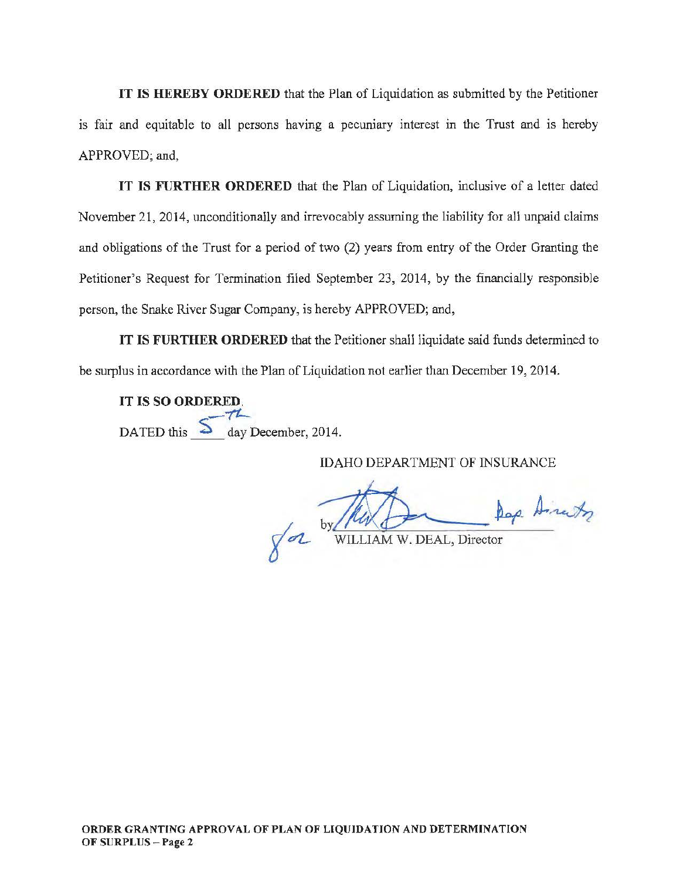**IT IS HEREBY ORDERED** that the Plan of Liquidation as submitted by the Petitioner is fair and equitable to all persons having a pecuniary interest in the Trust and is hereby APPROVED; and,

**IT IS FURTHER ORDERED** that the Plan of Liquidation, inclusive of a letter dated November 21, 2014, unconditionally and irrevocably assuming the liability for all unpaid claims and obligations of the Trust for a period of two (2) years from entry of the Order Granting the Petitioner's Request for Termination filed September 23, 2014, by the financially responsible person, the Snake River Sugar Company, is hereby APPROVED; and,

**IT IS FURTHER ORDERED** that the Petitioner shall liquidate said funds determined to be surplus in accordance with the Plan of Liquidation not earlier than December 19, 2014.

**IT IS SO ORDERED.**

DATED this 5th day December, 2014.

IDAHO DEPARTMENT OF INSURANCE

for by _______________ Dep. Director
WILLIAM W. DEAL, Director

**ORDER GRANTING APPROVAL OF PLAN OF LIQUIDATION AND DETERMINATION OF SURPLUS – Page 2**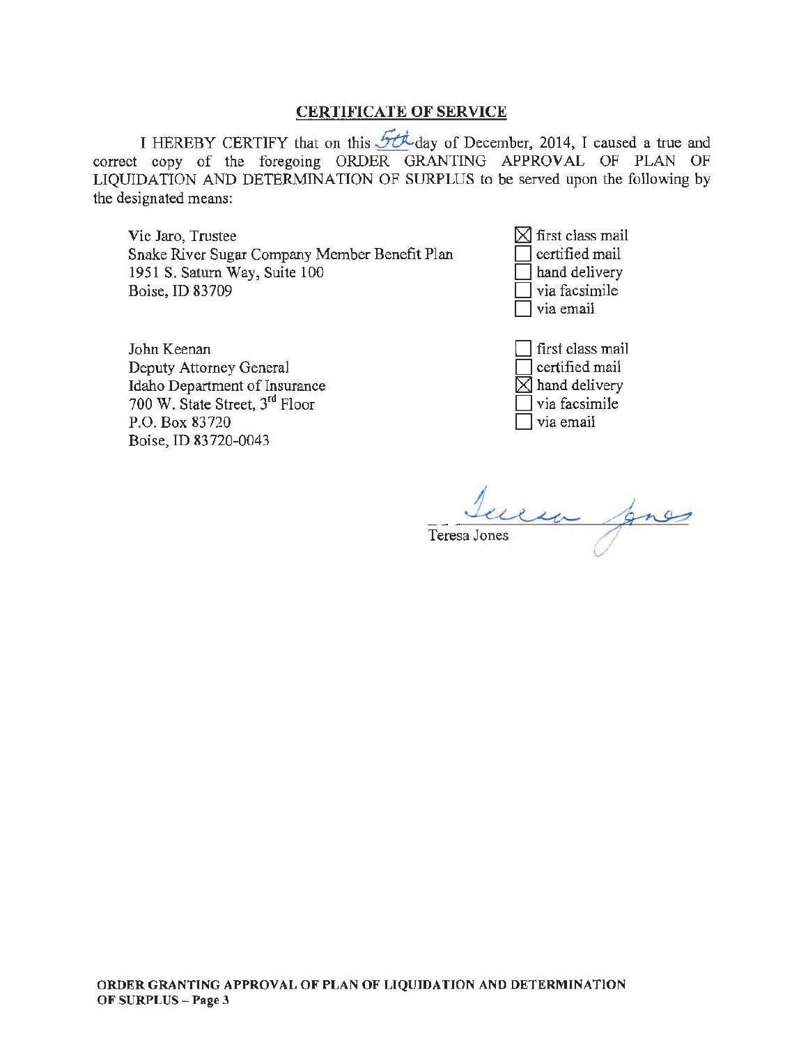## CERTIFICATE OF SERVICE

I HEREBY CERTIFY that on this 5th day of December, 2014, I caused a true and correct copy of the foregoing ORDER GRANTING APPROVAL OF PLAN OF LIQUIDATION AND DETERMINATION OF SURPLUS to be served upon the following by the designated means:

| | |
|---|---|
| Vic Jaro, Trustee<br>Snake River Sugar Company Member Benefit Plan<br>1951 S. Saturn Way, Suite 100<br>Boise, ID 83709 | ☒ first class mail<br>☐ certified mail<br>☐ hand delivery<br>☐ via facsimile<br>☐ via email |
| John Keenan<br>Deputy Attorney General<br>Idaho Department of Insurance<br>700 W. State Street, 3rd Floor<br>P.O. Box 83720<br>Boise, ID 83720-0043 | ☐ first class mail<br>☐ certified mail<br>☒ hand delivery<br>☐ via facsimile<br>☐ via email |

Teresa Jones

**ORDER GRANTING APPROVAL OF PLAN OF LIQUIDATION AND DETERMINATION OF SURPLUS – Page 3**